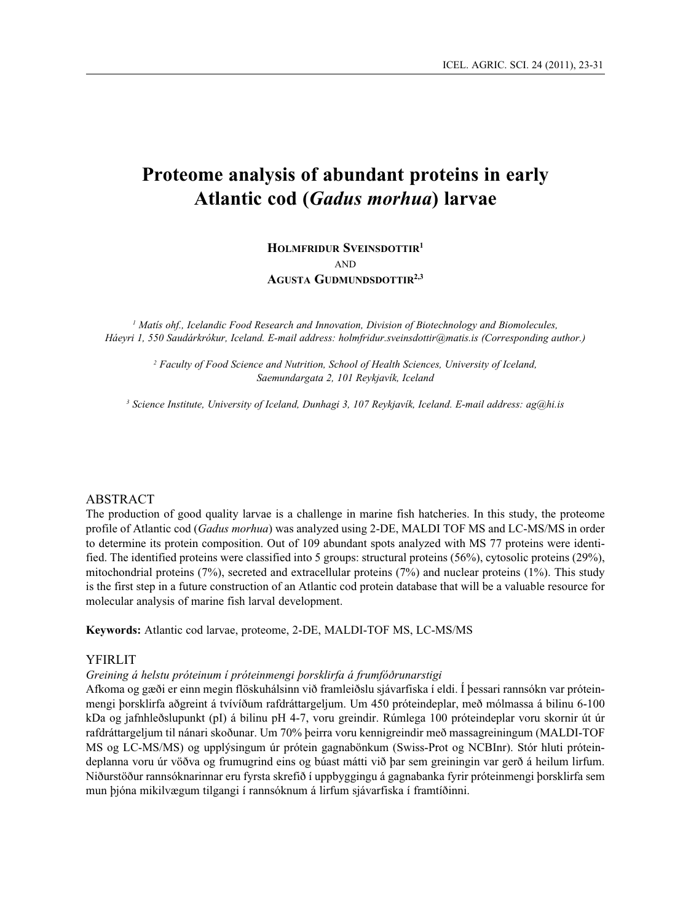# Proteome analysis of abundant proteins in early Atlantic cod (*Gadus morhua*) larvae

**Holmfridur Sveinsdottir**[1]
and
**Agusta Gudmundsdottir**[2,3]

[1] *Matís ohf., Icelandic Food Research and Innovation, Division of Biotechnology and Biomolecules, Háeyri 1, 550 Saudárkrókur, Iceland. E-mail address: holmfridur.sveinsdottir@matis.is (Corresponding author.)*

[2] *Faculty of Food Science and Nutrition, School of Health Sciences, University of Iceland, Saemundargata 2, 101 Reykjavík, Iceland*

[3] *Science Institute, University of Iceland, Dunhagi 3, 107 Reykjavík, Iceland. E-mail address: ag@hi.is*

## ABSTRACT

The production of good quality larvae is a challenge in marine fish hatcheries. In this study, the proteome profile of Atlantic cod (*Gadus morhua*) was analyzed using 2-DE, MALDI TOF MS and LC-MS/MS in order to determine its protein composition. Out of 109 abundant spots analyzed with MS 77 proteins were identified. The identified proteins were classified into 5 groups: structural proteins (56%), cytosolic proteins (29%), mitochondrial proteins (7%), secreted and extracellular proteins (7%) and nuclear proteins (1%). This study is the first step in a future construction of an Atlantic cod protein database that will be a valuable resource for molecular analysis of marine fish larval development.

**Keywords:** Atlantic cod larvae, proteome, 2-DE, MALDI-TOF MS, LC-MS/MS

## YFIRLIT

*Greining á helstu próteinum í próteinmengi þorsklirfa á frumfóðrunarstigi*

Afkoma og gæði er einn megin flöskuhálsinn við framleiðslu sjávarfiska í eldi. Í þessari rannsókn var próteinmengi þorsklirfa aðgreint á tvívíðum rafdráttargeljum. Um 450 próteindeplar, með mólmassa á bilinu 6-100 kDa og jafnhleðslupunkt (pI) á bilinu pH 4-7, voru greindir. Rúmlega 100 próteindeplar voru skornir út úr rafdráttargeljum til nánari skoðunar. Um 70% þeirra voru kennigreindir með massagreiningum (MALDI-TOF MS og LC-MS/MS) og upplýsingum úr prótein gagnabönkum (Swiss-Prot og NCBInr). Stór hluti próteindeplanna voru úr vöðva og frumugrind eins og búast mátti við þar sem greiningin var gerð á heilum lirfum. Niðurstöður rannsóknarinnar eru fyrsta skrefið í uppbyggingu á gagnabanka fyrir próteinmengi þorsklirfa sem mun þjóna mikilvægum tilgangi í rannsóknum á lirfum sjávarfiska í framtíðinni.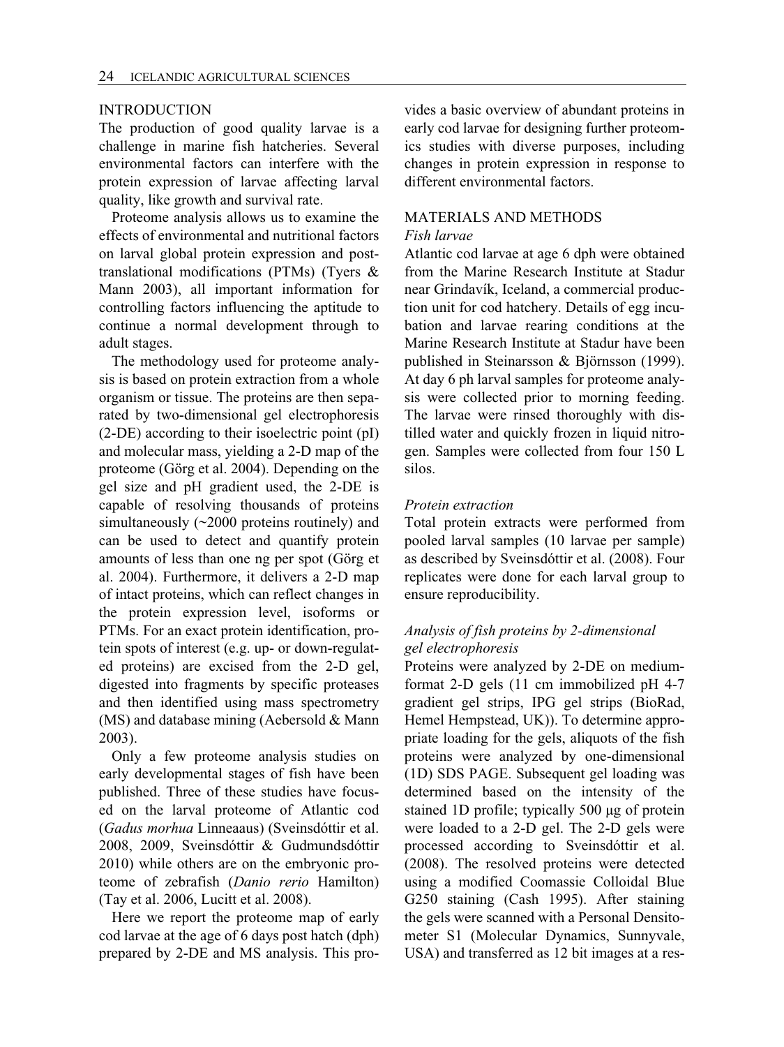## INTRODUCTION

The production of good quality larvae is a challenge in marine fish hatcheries. Several environmental factors can interfere with the protein expression of larvae affecting larval quality, like growth and survival rate.

Proteome analysis allows us to examine the effects of environmental and nutritional factors on larval global protein expression and post-translational modifications (PTMs) (Tyers & Mann 2003), all important information for controlling factors influencing the aptitude to continue a normal development through to adult stages.

The methodology used for proteome analysis is based on protein extraction from a whole organism or tissue. The proteins are then separated by two-dimensional gel electrophoresis (2-DE) according to their isoelectric point (pI) and molecular mass, yielding a 2-D map of the proteome (Görg et al. 2004). Depending on the gel size and pH gradient used, the 2-DE is capable of resolving thousands of proteins simultaneously (~2000 proteins routinely) and can be used to detect and quantify protein amounts of less than one ng per spot (Görg et al. 2004). Furthermore, it delivers a 2-D map of intact proteins, which can reflect changes in the protein expression level, isoforms or PTMs. For an exact protein identification, protein spots of interest (e.g. up- or down-regulated proteins) are excised from the 2-D gel, digested into fragments by specific proteases and then identified using mass spectrometry (MS) and database mining (Aebersold & Mann 2003).

Only a few proteome analysis studies on early developmental stages of fish have been published. Three of these studies have focused on the larval proteome of Atlantic cod (*Gadus morhua* Linneaaus) (Sveinsdóttir et al. 2008, 2009, Sveinsdóttir & Gudmundsdóttir 2010) while others are on the embryonic proteome of zebrafish (*Danio rerio* Hamilton) (Tay et al. 2006, Lucitt et al. 2008).

Here we report the proteome map of early cod larvae at the age of 6 days post hatch (dph) prepared by 2-DE and MS analysis. This provides a basic overview of abundant proteins in early cod larvae for designing further proteomics studies with diverse purposes, including changes in protein expression in response to different environmental factors.

## MATERIALS AND METHODS

### *Fish larvae*

Atlantic cod larvae at age 6 dph were obtained from the Marine Research Institute at Stadur near Grindavík, Iceland, a commercial production unit for cod hatchery. Details of egg incubation and larvae rearing conditions at the Marine Research Institute at Stadur have been published in Steinarsson & Björnsson (1999). At day 6 ph larval samples for proteome analysis were collected prior to morning feeding. The larvae were rinsed thoroughly with distilled water and quickly frozen in liquid nitrogen. Samples were collected from four 150 L silos.

### *Protein extraction*

Total protein extracts were performed from pooled larval samples (10 larvae per sample) as described by Sveinsdóttir et al. (2008). Four replicates were done for each larval group to ensure reproducibility.

### *Analysis of fish proteins by 2-dimensional gel electrophoresis*

Proteins were analyzed by 2-DE on medium-format 2-D gels (11 cm immobilized pH 4-7 gradient gel strips, IPG gel strips (BioRad, Hemel Hempstead, UK)). To determine appropriate loading for the gels, aliquots of the fish proteins were analyzed by one-dimensional (1D) SDS PAGE. Subsequent gel loading was determined based on the intensity of the stained 1D profile; typically 500 µg of protein were loaded to a 2-D gel. The 2-D gels were processed according to Sveinsdóttir et al. (2008). The resolved proteins were detected using a modified Coomassie Colloidal Blue G250 staining (Cash 1995). After staining the gels were scanned with a Personal Densitometer S1 (Molecular Dynamics, Sunnyvale, USA) and transferred as 12 bit images at a res-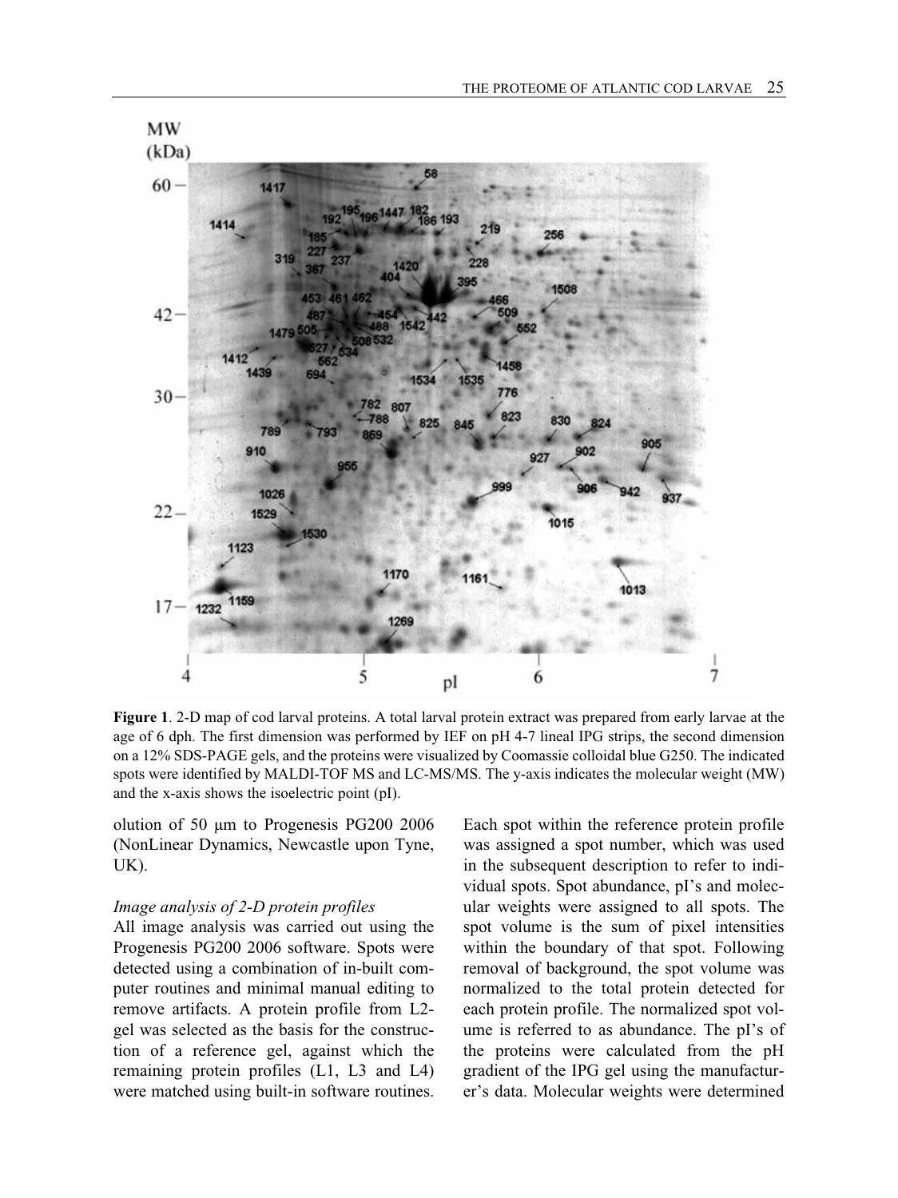**Figure 1**. 2-D map of cod larval proteins. A total larval protein extract was prepared from early larvae at the age of 6 dph. The first dimension was performed by IEF on pH 4-7 lineal IPG strips, the second dimension on a 12% SDS-PAGE gels, and the proteins were visualized by Coomassie colloidal blue G250. The indicated spots were identified by MALDI-TOF MS and LC-MS/MS. The y-axis indicates the molecular weight (MW) and the x-axis shows the isoelectric point (pI).

olution of 50 µm to Progenesis PG200 2006 (NonLinear Dynamics, Newcastle upon Tyne, UK).

*Image analysis of 2-D protein profiles*

All image analysis was carried out using the Progenesis PG200 2006 software. Spots were detected using a combination of in-built computer routines and minimal manual editing to remove artifacts. A protein profile from L2-gel was selected as the basis for the construction of a reference gel, against which the remaining protein profiles (L1, L3 and L4) were matched using built-in software routines. Each spot within the reference protein profile was assigned a spot number, which was used in the subsequent description to refer to individual spots. Spot abundance, pI's and molecular weights were assigned to all spots. The spot volume is the sum of pixel intensities within the boundary of that spot. Following removal of background, the spot volume was normalized to the total protein detected for each protein profile. The normalized spot volume is referred to as abundance. The pI's of the proteins were calculated from the pH gradient of the IPG gel using the manufacturer's data. Molecular weights were determined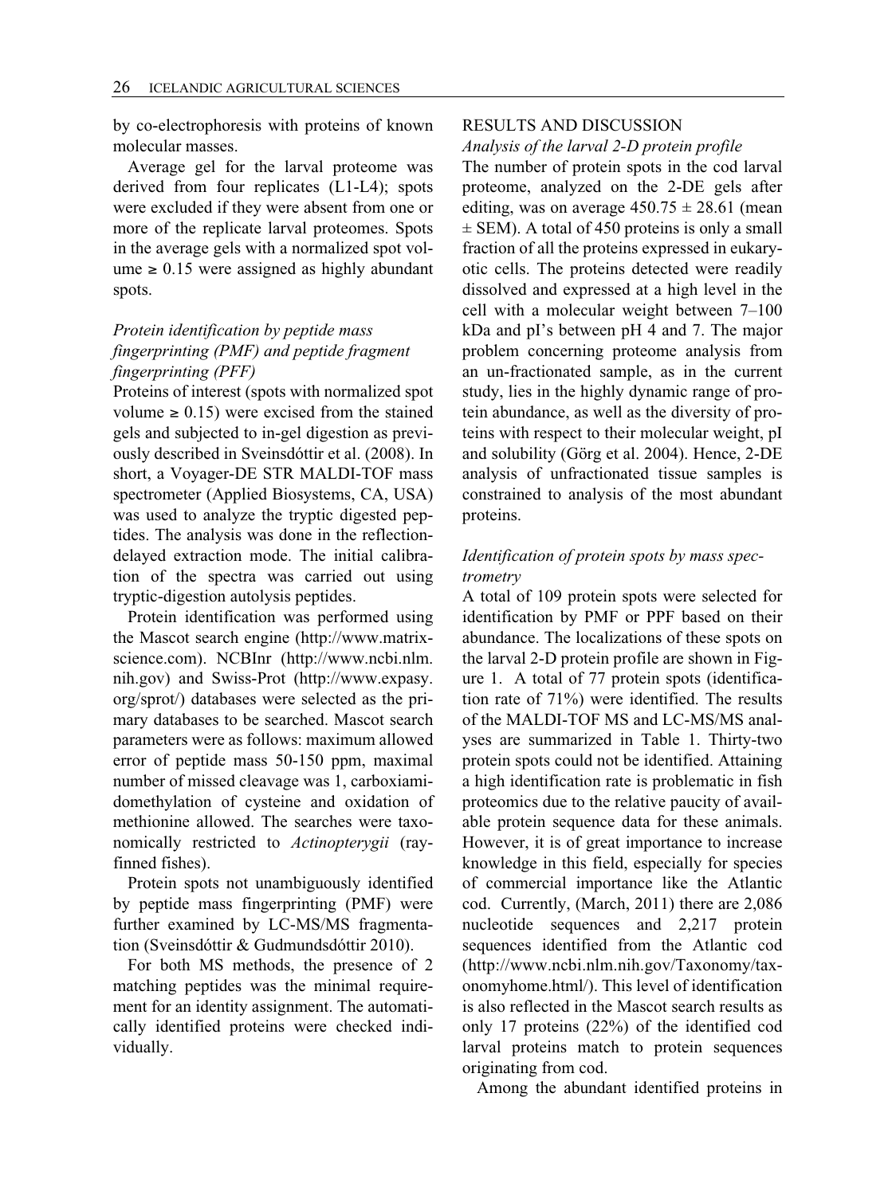by co-electrophoresis with proteins of known molecular masses.

Average gel for the larval proteome was derived from four replicates (L1-L4); spots were excluded if they were absent from one or more of the replicate larval proteomes. Spots in the average gels with a normalized spot volume ≥ 0.15 were assigned as highly abundant spots.

### *Protein identification by peptide mass fingerprinting (PMF) and peptide fragment fingerprinting (PFF)*

Proteins of interest (spots with normalized spot volume ≥ 0.15) were excised from the stained gels and subjected to in-gel digestion as previously described in Sveinsdóttir et al. (2008). In short, a Voyager-DE STR MALDI-TOF mass spectrometer (Applied Biosystems, CA, USA) was used to analyze the tryptic digested peptides. The analysis was done in the reflection-delayed extraction mode. The initial calibration of the spectra was carried out using tryptic-digestion autolysis peptides.

Protein identification was performed using the Mascot search engine (http://www.matrixscience.com). NCBInr (http://www.ncbi.nlm.nih.gov) and Swiss-Prot (http://www.expasy.org/sprot/) databases were selected as the primary databases to be searched. Mascot search parameters were as follows: maximum allowed error of peptide mass 50-150 ppm, maximal number of missed cleavage was 1, carboxiamidomethylation of cysteine and oxidation of methionine allowed. The searches were taxonomically restricted to *Actinopterygii* (ray-finned fishes).

Protein spots not unambiguously identified by peptide mass fingerprinting (PMF) were further examined by LC-MS/MS fragmentation (Sveinsdóttir & Gudmundsdóttir 2010).

For both MS methods, the presence of 2 matching peptides was the minimal requirement for an identity assignment. The automatically identified proteins were checked individually.

## RESULTS AND DISCUSSION

### *Analysis of the larval 2-D protein profile*

The number of protein spots in the cod larval proteome, analyzed on the 2-DE gels after editing, was on average $450.75 \pm 28.61$ (mean ± SEM). A total of 450 proteins is only a small fraction of all the proteins expressed in eukaryotic cells. The proteins detected were readily dissolved and expressed at a high level in the cell with a molecular weight between 7–100 kDa and pI's between pH 4 and 7. The major problem concerning proteome analysis from an un-fractionated sample, as in the current study, lies in the highly dynamic range of protein abundance, as well as the diversity of proteins with respect to their molecular weight, pI and solubility (Görg et al. 2004). Hence, 2-DE analysis of unfractionated tissue samples is constrained to analysis of the most abundant proteins.

### *Identification of protein spots by mass spectrometry*

A total of 109 protein spots were selected for identification by PMF or PPF based on their abundance. The localizations of these spots on the larval 2-D protein profile are shown in Figure 1. A total of 77 protein spots (identification rate of 71%) were identified. The results of the MALDI-TOF MS and LC-MS/MS analyses are summarized in Table 1. Thirty-two protein spots could not be identified. Attaining a high identification rate is problematic in fish proteomics due to the relative paucity of available protein sequence data for these animals. However, it is of great importance to increase knowledge in this field, especially for species of commercial importance like the Atlantic cod. Currently, (March, 2011) there are 2,086 nucleotide sequences and 2,217 protein sequences identified from the Atlantic cod (http://www.ncbi.nlm.nih.gov/Taxonomy/taxonomyhome.html/). This level of identification is also reflected in the Mascot search results as only 17 proteins (22%) of the identified cod larval proteins match to protein sequences originating from cod.

Among the abundant identified proteins in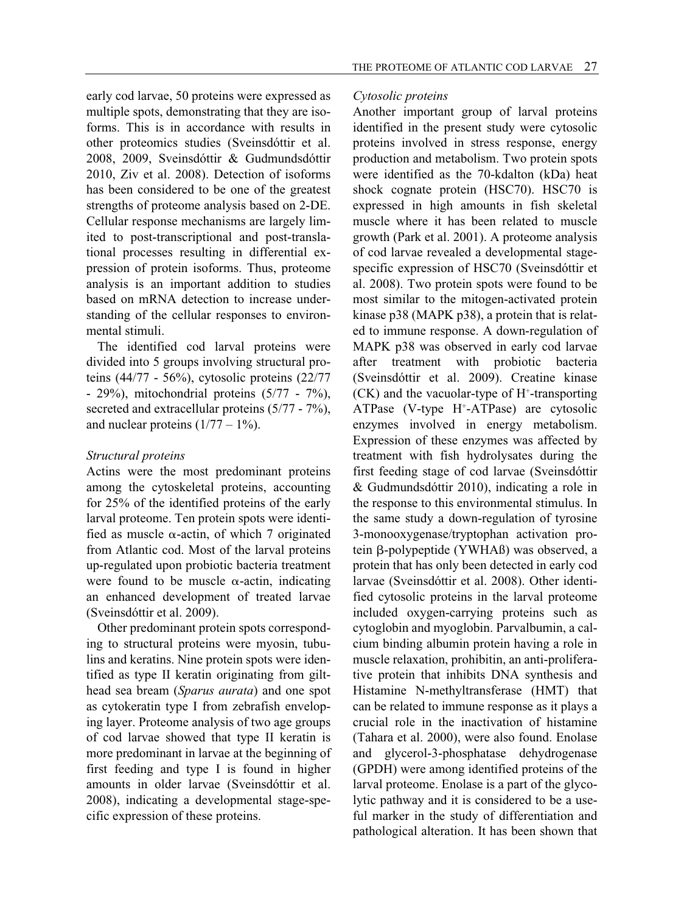early cod larvae, 50 proteins were expressed as multiple spots, demonstrating that they are isoforms. This is in accordance with results in other proteomics studies (Sveinsdóttir et al. 2008, 2009, Sveinsdóttir & Gudmundsdóttir 2010, Ziv et al. 2008). Detection of isoforms has been considered to be one of the greatest strengths of proteome analysis based on 2-DE. Cellular response mechanisms are largely limited to post-transcriptional and post-translational processes resulting in differential expression of protein isoforms. Thus, proteome analysis is an important addition to studies based on mRNA detection to increase understanding of the cellular responses to environmental stimuli.

The identified cod larval proteins were divided into 5 groups involving structural proteins (44/77 - 56%), cytosolic proteins (22/77 - 29%), mitochondrial proteins (5/77 - 7%), secreted and extracellular proteins (5/77 - 7%), and nuclear proteins (1/77 – 1%).

*Structural proteins*

Actins were the most predominant proteins among the cytoskeletal proteins, accounting for 25% of the identified proteins of the early larval proteome. Ten protein spots were identified as muscle α-actin, of which 7 originated from Atlantic cod. Most of the larval proteins up-regulated upon probiotic bacteria treatment were found to be muscle α-actin, indicating an enhanced development of treated larvae (Sveinsdóttir et al. 2009).

Other predominant protein spots corresponding to structural proteins were myosin, tubulins and keratins. Nine protein spots were identified as type II keratin originating from gilthead sea bream (*Sparus aurata*) and one spot as cytokeratin type I from zebrafish enveloping layer. Proteome analysis of two age groups of cod larvae showed that type II keratin is more predominant in larvae at the beginning of first feeding and type I is found in higher amounts in older larvae (Sveinsdóttir et al. 2008), indicating a developmental stage-specific expression of these proteins.

*Cytosolic proteins*

Another important group of larval proteins identified in the present study were cytosolic proteins involved in stress response, energy production and metabolism. Two protein spots were identified as the 70-kdalton (kDa) heat shock cognate protein (HSC70). HSC70 is expressed in high amounts in fish skeletal muscle where it has been related to muscle growth (Park et al. 2001). A proteome analysis of cod larvae revealed a developmental stage-specific expression of HSC70 (Sveinsdóttir et al. 2008). Two protein spots were found to be most similar to the mitogen-activated protein kinase p38 (MAPK p38), a protein that is related to immune response. A down-regulation of MAPK p38 was observed in early cod larvae after treatment with probiotic bacteria (Sveinsdóttir et al. 2009). Creatine kinase (CK) and the vacuolar-type of $H^+$-transporting ATPase (V-type $H^+$-ATPase) are cytosolic enzymes involved in energy metabolism. Expression of these enzymes was affected by treatment with fish hydrolysates during the first feeding stage of cod larvae (Sveinsdóttir & Gudmundsdóttir 2010), indicating a role in the response to this environmental stimulus. In the same study a down-regulation of tyrosine 3-monooxygenase/tryptophan activation protein β-polypeptide (YWHAß) was observed, a protein that has only been detected in early cod larvae (Sveinsdóttir et al. 2008). Other identified cytosolic proteins in the larval proteome included oxygen-carrying proteins such as cytoglobin and myoglobin. Parvalbumin, a calcium binding albumin protein having a role in muscle relaxation, prohibitin, an anti-proliferative protein that inhibits DNA synthesis and Histamine N-methyltransferase (HMT) that can be related to immune response as it plays a crucial role in the inactivation of histamine (Tahara et al. 2000), were also found. Enolase and glycerol-3-phosphatase dehydrogenase (GPDH) were among identified proteins of the larval proteome. Enolase is a part of the glycolytic pathway and it is considered to be a useful marker in the study of differentiation and pathological alteration. It has been shown that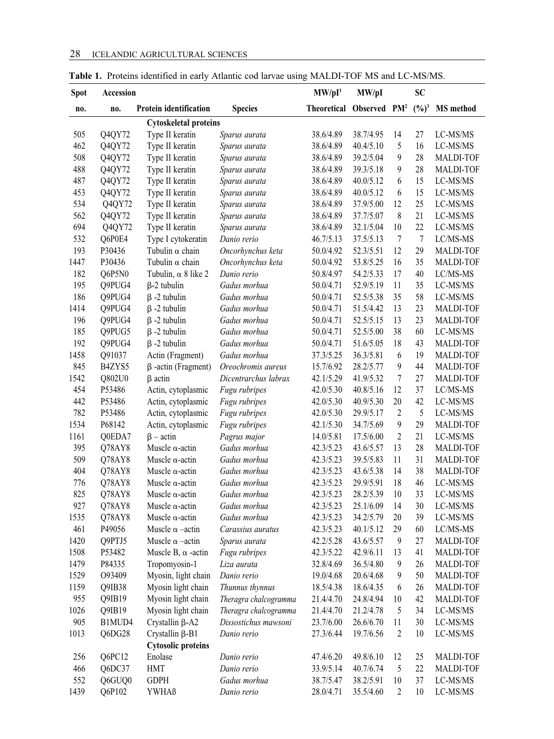**Table 1.** Proteins identified in early Atlantic cod larvae using MALDI-TOF MS and LC-MS/MS.

| Spot no. | Accession no. | Protein identification | Species | MW/pI[1] Theoretical | MW/pI Observed | PM[2] | SC (%)[3] | MS method |
|---|---|---|---|---|---|---|---|---|
| | | **Cytoskeletal proteins** | | | | | | |
| 505 | Q4QY72 | Type II keratin | *Sparus aurata* | 38.6/4.89 | 38.7/4.95 | 14 | 27 | LC-MS/MS |
| 462 | Q4QY72 | Type II keratin | *Sparus aurata* | 38.6/4.89 | 40.4/5.10 | 5 | 16 | LC-MS/MS |
| 508 | Q4QY72 | Type II keratin | *Sparus aurata* | 38.6/4.89 | 39.2/5.04 | 9 | 28 | MALDI-TOF |
| 488 | Q4QY72 | Type II keratin | *Sparus aurata* | 38.6/4.89 | 39.3/5.18 | 9 | 28 | MALDI-TOF |
| 487 | Q4QY72 | Type II keratin | *Sparus aurata* | 38.6/4.89 | 40.0/5.12 | 6 | 15 | LC-MS/MS |
| 453 | Q4QY72 | Type II keratin | *Sparus aurata* | 38.6/4.89 | 40.0/5.12 | 6 | 15 | LC-MS/MS |
| 534 | Q4QY72 | Type II keratin | *Sparus aurata* | 38.6/4.89 | 37.9/5.00 | 12 | 25 | LC-MS/MS |
| 562 | Q4QY72 | Type II keratin | *Sparus aurata* | 38.6/4.89 | 37.7/5.07 | 8 | 21 | LC-MS/MS |
| 694 | Q4QY72 | Type II keratin | *Sparus aurata* | 38.6/4.89 | 32.1/5.04 | 10 | 22 | LC-MS/MS |
| 532 | Q6P0E4 | Type I cytokeratin | *Danio rerio* | 46.7/5.13 | 37.5/5.13 | 7 | 7 | LC/MS-MS |
| 193 | P30436 | Tubulin α chain | *Oncorhynchus keta* | 50.0/4.92 | 52.3/5.51 | 12 | 29 | MALDI-TOF |
| 1447 | P30436 | Tubulin α chain | *Oncorhynchus keta* | 50.0/4.92 | 53.8/5.25 | 16 | 35 | MALDI-TOF |
| 182 | Q6P5N0 | Tubulin, α 8 like 2 | *Danio rerio* | 50.8/4.97 | 54.2/5.33 | 17 | 40 | LC/MS-MS |
| 195 | Q9PUG4 | β-2 tubulin | *Gadus morhua* | 50.0/4.71 | 52.9/5.19 | 11 | 35 | LC-MS/MS |
| 186 | Q9PUG4 | β -2 tubulin | *Gadus morhua* | 50.0/4.71 | 52.5/5.38 | 35 | 58 | LC-MS/MS |
| 1414 | Q9PUG4 | β -2 tubulin | *Gadus morhua* | 50.0/4.71 | 51.5/4.42 | 13 | 23 | MALDI-TOF |
| 196 | Q9PUG4 | β -2 tubulin | *Gadus morhua* | 50.0/4.71 | 52.5/5.15 | 13 | 23 | MALDI-TOF |
| 185 | Q9PUG5 | β -2 tubulin | *Gadus morhua* | 50.0/4.71 | 52.5/5.00 | 38 | 60 | LC-MS/MS |
| 192 | Q9PUG4 | β -2 tubulin | *Gadus morhua* | 50.0/4.71 | 51.6/5.05 | 18 | 43 | MALDI-TOF |
| 1458 | Q91037 | Actin (Fragment) | *Gadus morhua* | 37.3/5.25 | 36.3/5.81 | 6 | 19 | MALDI-TOF |
| 845 | B4ZYS5 | β -actin (Fragment) | *Oreochromis aureus* | 15.7/6.92 | 28.2/5.77 | 9 | 44 | MALDI-TOF |
| 1542 | Q802U0 | β actin | *Dicentrarchus labrax* | 42.1/5.29 | 41.9/5.32 | 7 | 27 | MALDI-TOF |
| 454 | P53486 | Actin, cytoplasmic | *Fugu rubripes* | 42.0/5.30 | 40.8/5.16 | 12 | 37 | LC/MS-MS |
| 442 | P53486 | Actin, cytoplasmic | *Fugu rubripes* | 42.0/5.30 | 40.9/5.30 | 20 | 42 | LC-MS/MS |
| 782 | P53486 | Actin, cytoplasmic | *Fugu rubripes* | 42.0/5.30 | 29.9/5.17 | 2 | 5 | LC-MS/MS |
| 1534 | P68142 | Actin, cytoplasmic | *Fugu rubripes* | 42.1/5.30 | 34.7/5.69 | 9 | 29 | MALDI-TOF |
| 1161 | Q0EDA7 | β – actin | *Pagrus major* | 14.0/5.81 | 17.5/6.00 | 2 | 21 | LC-MS/MS |
| 395 | Q78AY8 | Muscle α-actin | *Gadus morhua* | 42.3/5.23 | 43.6/5.57 | 13 | 28 | MALDI-TOF |
| 509 | Q78AY8 | Muscle α-actin | *Gadus morhua* | 42.3/5.23 | 39.5/5.83 | 11 | 31 | MALDI-TOF |
| 404 | Q78AY8 | Muscle α-actin | *Gadus morhua* | 42.3/5.23 | 43.6/5.38 | 14 | 38 | MALDI-TOF |
| 776 | Q78AY8 | Muscle α-actin | *Gadus morhua* | 42.3/5.23 | 29.9/5.91 | 18 | 46 | LC-MS/MS |
| 825 | Q78AY8 | Muscle α-actin | *Gadus morhua* | 42.3/5.23 | 28.2/5.39 | 10 | 33 | LC-MS/MS |
| 927 | Q78AY8 | Muscle α-actin | *Gadus morhua* | 42.3/5.23 | 25.1/6.09 | 14 | 30 | LC-MS/MS |
| 1535 | Q78AY8 | Muscle α-actin | *Gadus morhua* | 42.3/5.23 | 34.2/5.79 | 20 | 39 | LC-MS/MS |
| 461 | P49056 | Muscle α –actin | *Carassius auratus* | 42.3/5.23 | 40.1/5.12 | 29 | 60 | LC/MS-MS |
| 1420 | Q9PTJ5 | Muscle α –actin | *Sparus aurata* | 42.2/5.28 | 43.6/5.57 | 9 | 27 | MALDI-TOF |
| 1508 | P53482 | Muscle B, α -actin | *Fugu rubripes* | 42.3/5.22 | 42.9/6.11 | 13 | 41 | MALDI-TOF |
| 1479 | P84335 | Tropomyosin-1 | *Liza aurata* | 32.8/4.69 | 36.5/4.80 | 9 | 26 | MALDI-TOF |
| 1529 | O93409 | Myosin, light chain | *Danio rerio* | 19.0/4.68 | 20.6/4.68 | 9 | 50 | MALDI-TOF |
| 1159 | Q9IB38 | Myosin light chain | *Thunnus thynnus* | 18.5/4.38 | 18.6/4.35 | 6 | 26 | MALDI-TOF |
| 955 | Q9IB19 | Myosin light chain | *Theragra chalcogramma* | 21.4/4.70 | 24.8/4.94 | 10 | 42 | MALDI-TOF |
| 1026 | Q9IB19 | Myosin light chain | *Theragra chalcogramma* | 21.4/4.70 | 21.2/4.78 | 5 | 34 | LC-MS/MS |
| 905 | B1MUD4 | Crystallin β-A2 | *Dissostichus mawsoni* | 23.7/6.00 | 26.6/6.70 | 11 | 30 | LC-MS/MS |
| 1013 | Q6DG28 | Crystallin β-B1 | *Danio rerio* | 27.3/6.44 | 19.7/6.56 | 2 | 10 | LC-MS/MS |
| | | **Cytosolic proteins** | | | | | | |
| 256 | Q6PC12 | Enolase | *Danio rerio* | 47.4/6.20 | 49.8/6.10 | 12 | 25 | MALDI-TOF |
| 466 | Q6DC37 | HMT | *Danio rerio* | 33.9/5.14 | 40.7/6.74 | 5 | 22 | MALDI-TOF |
| 552 | Q6GUQ0 | GDPH | *Gadus morhua* | 38.7/5.47 | 38.2/5.91 | 10 | 37 | LC-MS/MS |
| 1439 | Q6P102 | YWHAß | *Danio rerio* | 28.0/4.71 | 35.5/4.60 | 2 | 10 | LC-MS/MS |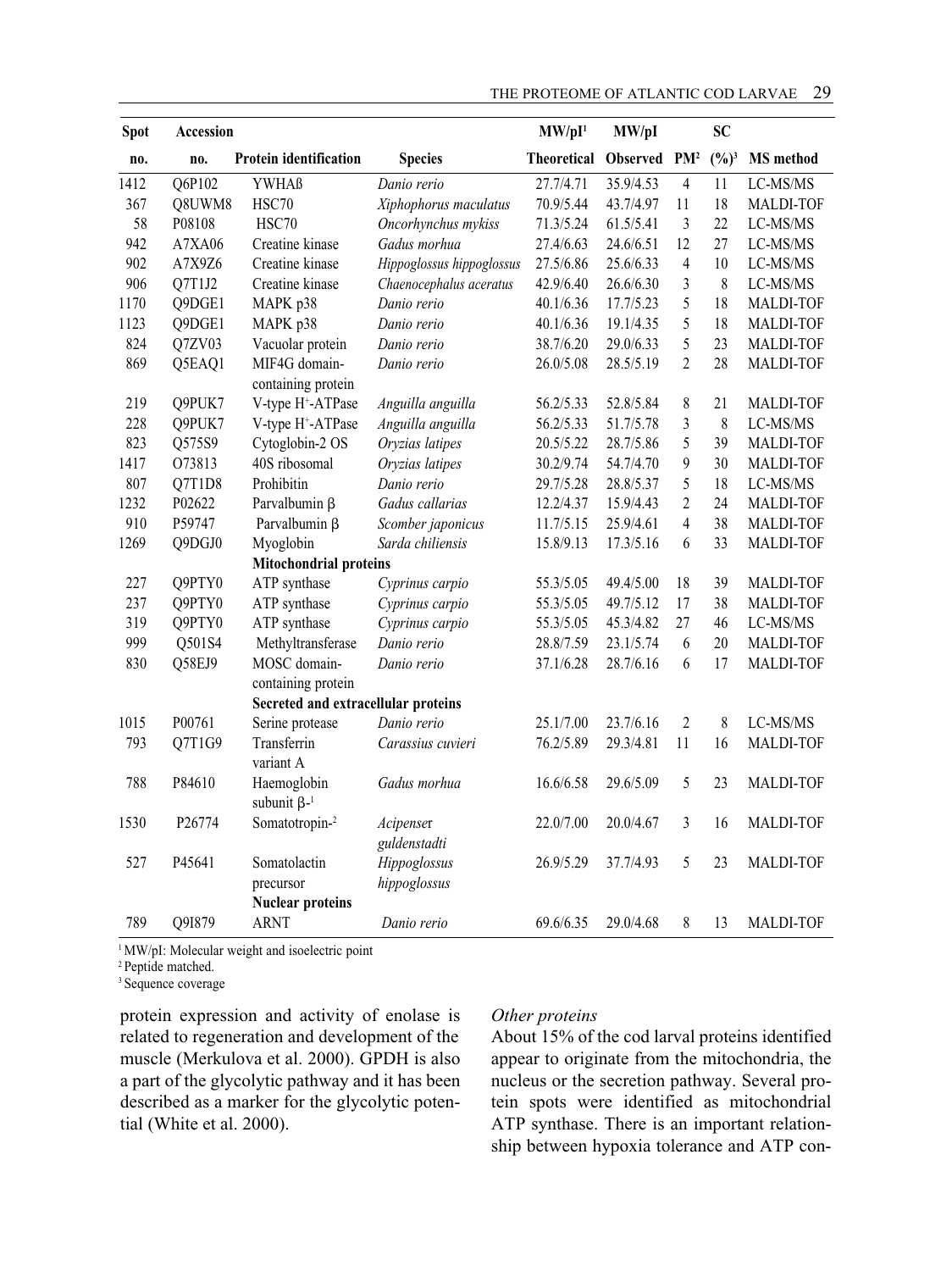| Spot no. | Accession no. | Protein identification | Species | MW/pI[1] Theoretical | MW/pI Observed | PM[2] | SC (%)[3] | MS method |
|---|---|---|---|---|---|---|---|---|
| 1412 | Q6P102 | YWHAß | *Danio rerio* | 27.7/4.71 | 35.9/4.53 | 4 | 11 | LC-MS/MS |
| 367 | Q8UWM8 | HSC70 | *Xiphophorus maculatus* | 70.9/5.44 | 43.7/4.97 | 11 | 18 | MALDI-TOF |
| 58 | P08108 | HSC70 | *Oncorhynchus mykiss* | 71.3/5.24 | 61.5/5.41 | 3 | 22 | LC-MS/MS |
| 942 | A7XA06 | Creatine kinase | *Gadus morhua* | 27.4/6.63 | 24.6/6.51 | 12 | 27 | LC-MS/MS |
| 902 | A7X9Z6 | Creatine kinase | *Hippoglossus hippoglossus* | 27.5/6.86 | 25.6/6.33 | 4 | 10 | LC-MS/MS |
| 906 | Q7T1J2 | Creatine kinase | *Chaenocephalus aceratus* | 42.9/6.40 | 26.6/6.30 | 3 | 8 | LC-MS/MS |
| 1170 | Q9DGE1 | MAPK p38 | *Danio rerio* | 40.1/6.36 | 17.7/5.23 | 5 | 18 | MALDI-TOF |
| 1123 | Q9DGE1 | MAPK p38 | *Danio rerio* | 40.1/6.36 | 19.1/4.35 | 5 | 18 | MALDI-TOF |
| 824 | Q7ZV03 | Vacuolar protein | *Danio rerio* | 38.7/6.20 | 29.0/6.33 | 5 | 23 | MALDI-TOF |
| 869 | Q5EAQ1 | MIF4G domain-containing protein | *Danio rerio* | 26.0/5.08 | 28.5/5.19 | 2 | 28 | MALDI-TOF |
| 219 | Q9PUK7 | V-type $H^+$-ATPase | *Anguilla anguilla* | 56.2/5.33 | 52.8/5.84 | 8 | 21 | MALDI-TOF |
| 228 | Q9PUK7 | V-type $H^+$-ATPase | *Anguilla anguilla* | 56.2/5.33 | 51.7/5.78 | 3 | 8 | LC-MS/MS |
| 823 | Q575S9 | Cytoglobin-2 OS | *Oryzias latipes* | 20.5/5.22 | 28.7/5.86 | 5 | 39 | MALDI-TOF |
| 1417 | O73813 | 40S ribosomal | *Oryzias latipes* | 30.2/9.74 | 54.7/4.70 | 9 | 30 | MALDI-TOF |
| 807 | Q7T1D8 | Prohibitin | *Danio rerio* | 29.7/5.28 | 28.8/5.37 | 5 | 18 | LC-MS/MS |
| 1232 | P02622 | Parvalbumin β | *Gadus callarias* | 12.2/4.37 | 15.9/4.43 | 2 | 24 | MALDI-TOF |
| 910 | P59747 | Parvalbumin β | *Scomber japonicus* | 11.7/5.15 | 25.9/4.61 | 4 | 38 | MALDI-TOF |
| 1269 | Q9DGJ0 | Myoglobin | *Sarda chiliensis* | 15.8/9.13 | 17.3/5.16 | 6 | 33 | MALDI-TOF |
| | | **Mitochondrial proteins** | | | | | | |
| 227 | Q9PTY0 | ATP synthase | *Cyprinus carpio* | 55.3/5.05 | 49.4/5.00 | 18 | 39 | MALDI-TOF |
| 237 | Q9PTY0 | ATP synthase | *Cyprinus carpio* | 55.3/5.05 | 49.7/5.12 | 17 | 38 | MALDI-TOF |
| 319 | Q9PTY0 | ATP synthase | *Cyprinus carpio* | 55.3/5.05 | 45.3/4.82 | 27 | 46 | LC-MS/MS |
| 999 | Q501S4 | Methyltransferase | *Danio rerio* | 28.8/7.59 | 23.1/5.74 | 6 | 20 | MALDI-TOF |
| 830 | Q58EJ9 | MOSC domain-containing protein | *Danio rerio* | 37.1/6.28 | 28.7/6.16 | 6 | 17 | MALDI-TOF |
| | | **Secreted and extracellular proteins** | | | | | | |
| 1015 | P00761 | Serine protease | *Danio rerio* | 25.1/7.00 | 23.7/6.16 | 2 | 8 | LC-MS/MS |
| 793 | Q7T1G9 | Transferrin variant A | *Carassius cuvieri* | 76.2/5.89 | 29.3/4.81 | 11 | 16 | MALDI-TOF |
| 788 | P84610 | Haemoglobin subunit β-[1] | *Gadus morhua* | 16.6/6.58 | 29.6/5.09 | 5 | 23 | MALDI-TOF |
| 1530 | P26774 | Somatotropin-[2] | *Acipenser guldenstadti* | 22.0/7.00 | 20.0/4.67 | 3 | 16 | MALDI-TOF |
| 527 | P45641 | Somatolactin precursor | *Hippoglossus hippoglossus* | 26.9/5.29 | 37.7/4.93 | 5 | 23 | MALDI-TOF |
| | | **Nuclear proteins** | | | | | | |
| 789 | Q9I879 | ARNT | *Danio rerio* | 69.6/6.35 | 29.0/4.68 | 8 | 13 | MALDI-TOF |

[1] MW/pI: Molecular weight and isoelectric point
[2] Peptide matched.
[3] Sequence coverage

protein expression and activity of enolase is related to regeneration and development of the muscle (Merkulova et al. 2000). GPDH is also a part of the glycolytic pathway and it has been described as a marker for the glycolytic potential (White et al. 2000).

*Other proteins*

About 15% of the cod larval proteins identified appear to originate from the mitochondria, the nucleus or the secretion pathway. Several protein spots were identified as mitochondrial ATP synthase. There is an important relationship between hypoxia tolerance and ATP con-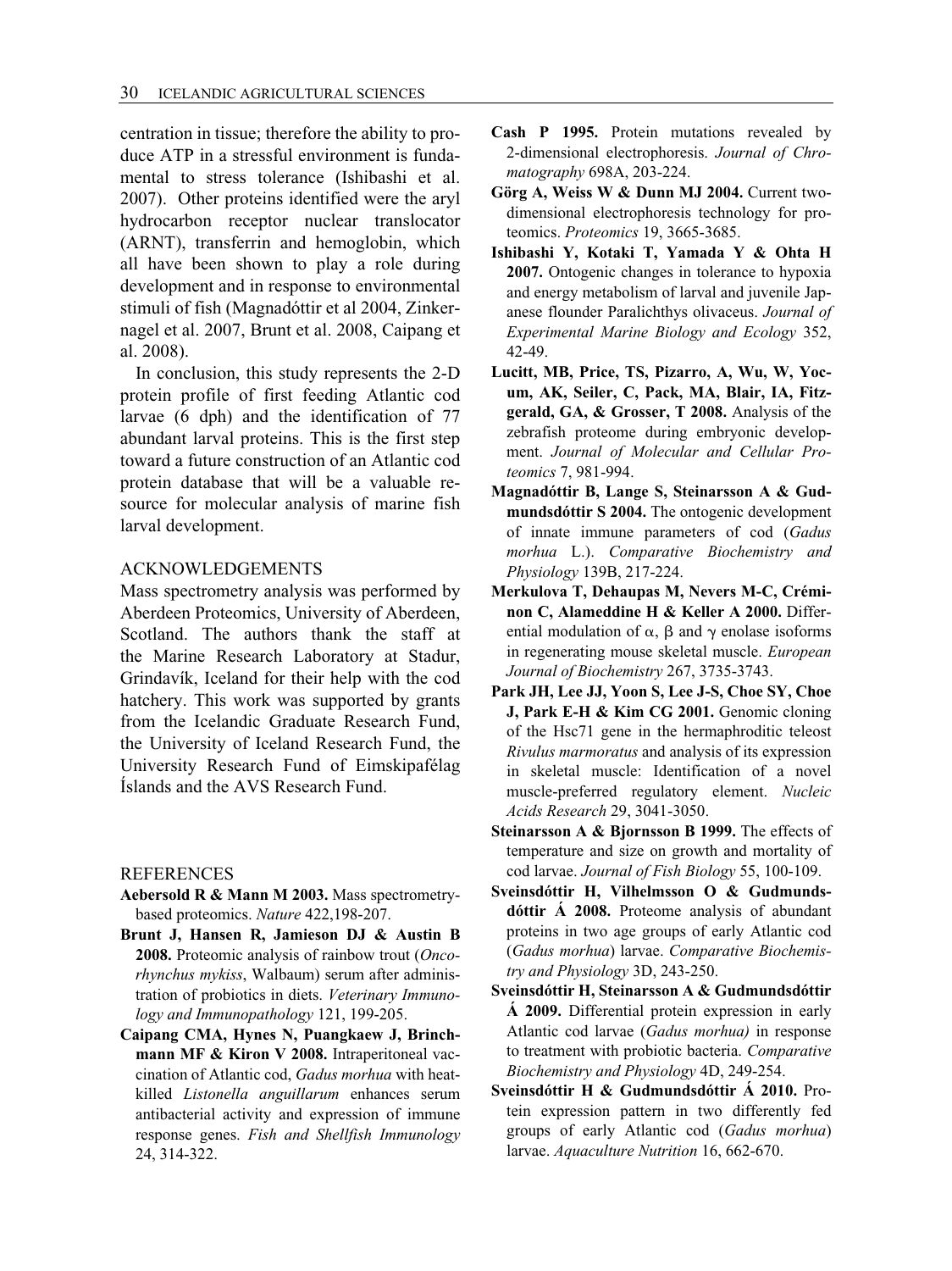centration in tissue; therefore the ability to produce ATP in a stressful environment is fundamental to stress tolerance (Ishibashi et al. 2007). Other proteins identified were the aryl hydrocarbon receptor nuclear translocator (ARNT), transferrin and hemoglobin, which all have been shown to play a role during development and in response to environmental stimuli of fish (Magnadóttir et al 2004, Zinkernagel et al. 2007, Brunt et al. 2008, Caipang et al. 2008).

In conclusion, this study represents the 2-D protein profile of first feeding Atlantic cod larvae (6 dph) and the identification of 77 abundant larval proteins. This is the first step toward a future construction of an Atlantic cod protein database that will be a valuable resource for molecular analysis of marine fish larval development.

## ACKNOWLEDGEMENTS

Mass spectrometry analysis was performed by Aberdeen Proteomics, University of Aberdeen, Scotland. The authors thank the staff at the Marine Research Laboratory at Stadur, Grindavík, Iceland for their help with the cod hatchery. This work was supported by grants from the Icelandic Graduate Research Fund, the University of Iceland Research Fund, the University Research Fund of Eimskipafélag Íslands and the AVS Research Fund.

## REFERENCES

**Aebersold R & Mann M 2003.** Mass spectrometry-based proteomics. *Nature* 422,198-207.

**Brunt J, Hansen R, Jamieson DJ & Austin B 2008.** Proteomic analysis of rainbow trout (*Oncorhynchus mykiss*, Walbaum) serum after administration of probiotics in diets. *Veterinary Immunology and Immunopathology* 121, 199-205.

**Caipang CMA, Hynes N, Puangkaew J, Brinchmann MF & Kiron V 2008.** Intraperitoneal vaccination of Atlantic cod, *Gadus morhua* with heat-killed *Listonella anguillarum* enhances serum antibacterial activity and expression of immune response genes. *Fish and Shellfish Immunology* 24, 314-322.

**Cash P 1995.** Protein mutations revealed by 2-dimensional electrophoresis. *Journal of Chromatography* 698A, 203-224.

**Görg A, Weiss W & Dunn MJ 2004.** Current two-dimensional electrophoresis technology for proteomics. *Proteomics* 19, 3665-3685.

**Ishibashi Y, Kotaki T, Yamada Y & Ohta H 2007.** Ontogenic changes in tolerance to hypoxia and energy metabolism of larval and juvenile Japanese flounder Paralichthys olivaceus. *Journal of Experimental Marine Biology and Ecology* 352, 42-49.

**Lucitt, MB, Price, TS, Pizarro, A, Wu, W, Yocum, AK, Seiler, C, Pack, MA, Blair, IA, Fitzgerald, GA, & Grosser, T 2008.** Analysis of the zebrafish proteome during embryonic development. *Journal of Molecular and Cellular Proteomics* 7, 981-994.

**Magnadóttir B, Lange S, Steinarsson A & Gudmundsdóttir S 2004.** The ontogenic development of innate immune parameters of cod (*Gadus morhua* L.). *Comparative Biochemistry and Physiology* 139B, 217-224.

**Merkulova T, Dehaupas M, Nevers M-C, Créminon C, Alameddine H & Keller A 2000.** Differential modulation of α, β and γ enolase isoforms in regenerating mouse skeletal muscle. *European Journal of Biochemistry* 267, 3735-3743.

**Park JH, Lee JJ, Yoon S, Lee J-S, Choe SY, Choe J, Park E-H & Kim CG 2001.** Genomic cloning of the Hsc71 gene in the hermaphroditic teleost *Rivulus marmoratus* and analysis of its expression in skeletal muscle: Identification of a novel muscle-preferred regulatory element. *Nucleic Acids Research* 29, 3041-3050.

**Steinarsson A & Bjornsson B 1999.** The effects of temperature and size on growth and mortality of cod larvae. *Journal of Fish Biology* 55, 100-109.

**Sveinsdóttir H, Vilhelmsson O & Gudmundsdóttir Á 2008.** Proteome analysis of abundant proteins in two age groups of early Atlantic cod (*Gadus morhua*) larvae. *Comparative Biochemistry and Physiology* 3D, 243-250.

**Sveinsdóttir H, Steinarsson A & Gudmundsdóttir Á 2009.** Differential protein expression in early Atlantic cod larvae (*Gadus morhua)* in response to treatment with probiotic bacteria. *Comparative Biochemistry and Physiology* 4D, 249-254.

**Sveinsdóttir H & Gudmundsdóttir Á 2010.** Protein expression pattern in two differently fed groups of early Atlantic cod (*Gadus morhua*) larvae. *Aquaculture Nutrition* 16, 662-670.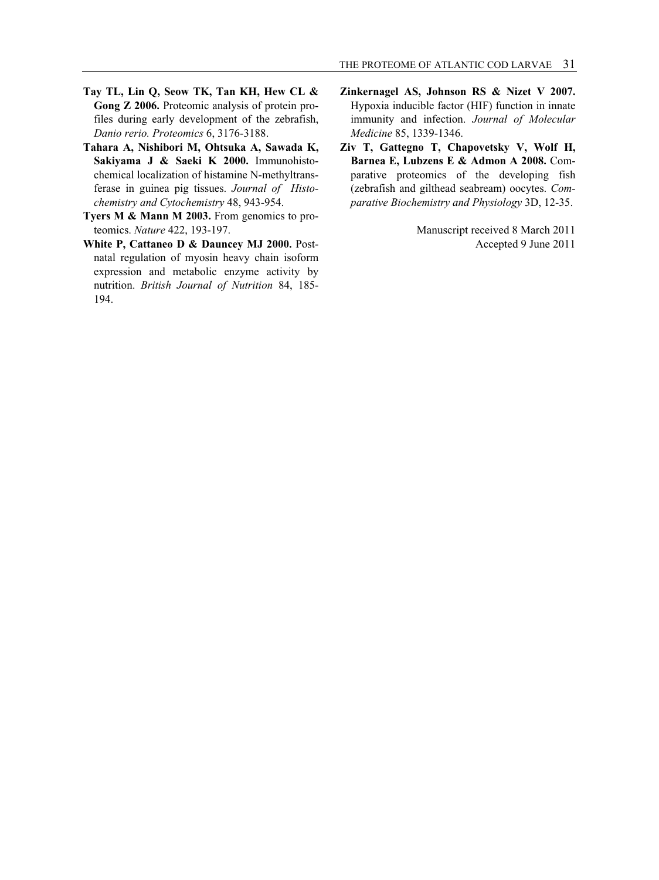**Tay TL, Lin Q, Seow TK, Tan KH, Hew CL & Gong Z 2006.** Proteomic analysis of protein profiles during early development of the zebrafish, *Danio rerio. Proteomics* 6, 3176-3188.

**Tahara A, Nishibori M, Ohtsuka A, Sawada K, Sakiyama J & Saeki K 2000.** Immunohistochemical localization of histamine N-methyltransferase in guinea pig tissues. *Journal of Histochemistry and Cytochemistry* 48, 943-954.

**Tyers M & Mann M 2003.** From genomics to proteomics. *Nature* 422, 193-197.

**White P, Cattaneo D & Dauncey MJ 2000.** Postnatal regulation of myosin heavy chain isoform expression and metabolic enzyme activity by nutrition. *British Journal of Nutrition* 84, 185-194.

**Zinkernagel AS, Johnson RS & Nizet V 2007.** Hypoxia inducible factor (HIF) function in innate immunity and infection. *Journal of Molecular Medicine* 85, 1339-1346.

**Ziv T, Gattegno T, Chapovetsky V, Wolf H, Barnea E, Lubzens E & Admon A 2008.** Comparative proteomics of the developing fish (zebrafish and gilthead seabream) oocytes. *Comparative Biochemistry and Physiology* 3D, 12-35.

Manuscript received 8 March 2011
Accepted 9 June 2011